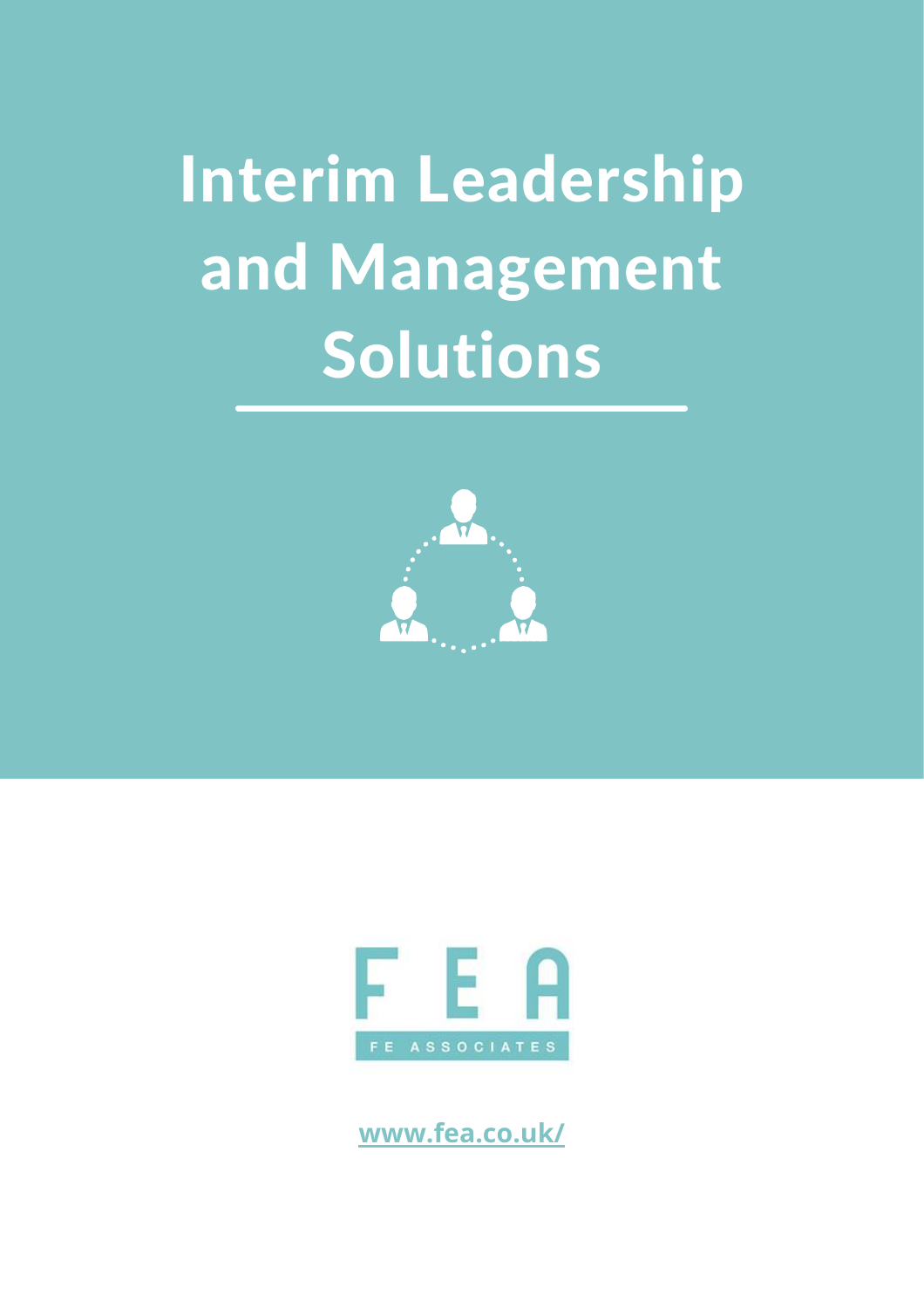# Interim Leadership and Management Solutions

FEA

FE ASSOCIATES

www.fea.co.uk/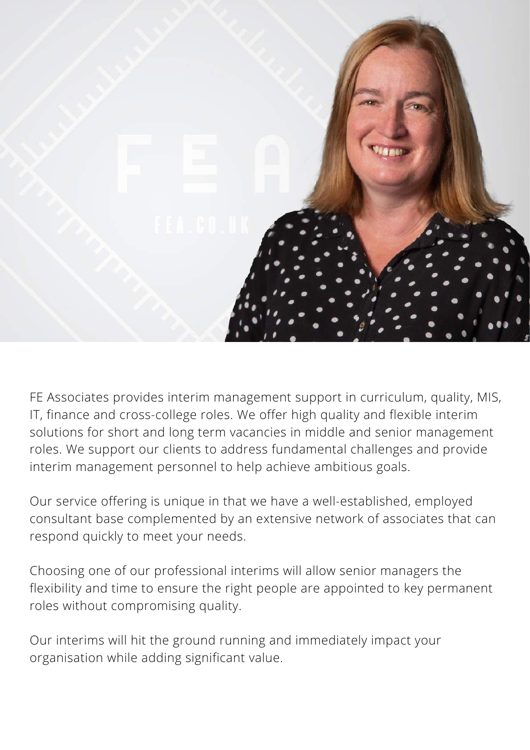FE Associates provides interim management support in curriculum, quality, MIS, IT, finance and cross-college roles. We offer high quality and flexible interim solutions for short and long term vacancies in middle and senior management roles. We support our clients to address fundamental challenges and provide interim management personnel to help achieve ambitious goals.

Our service offering is unique in that we have a well-established, employed consultant base complemented by an extensive network of associates that can respond quickly to meet your needs.

Choosing one of our professional interims will allow senior managers the flexibility and time to ensure the right people are appointed to key permanent roles without compromising quality.

Our interims will hit the ground running and immediately impact your organisation while adding significant value.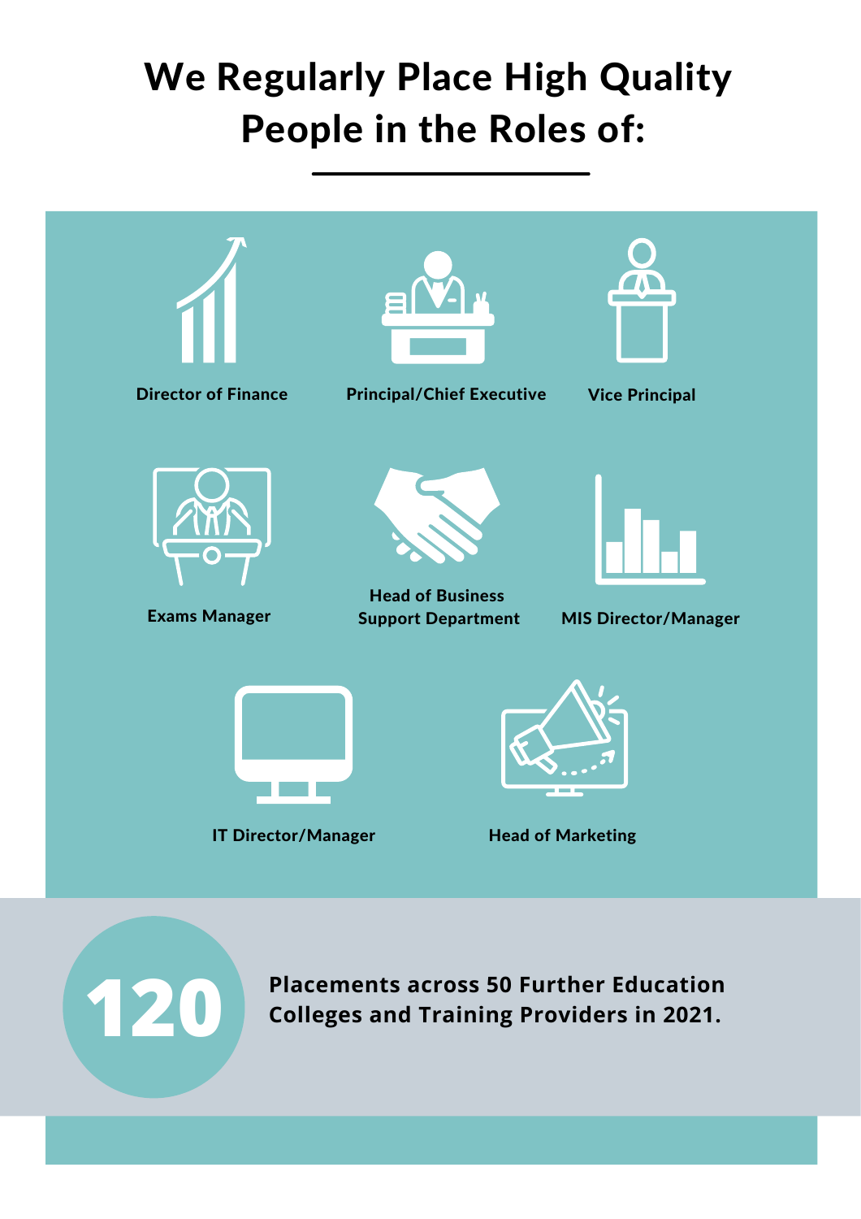# We Regularly Place High Quality People in the Roles of:

- Director of Finance
- Principal/Chief Executive
- Vice Principal
- Exams Manager
- Head of Business Support Department
- MIS Director/Manager
- IT Director/Manager
- Head of Marketing

**120**

**Placements across 50 Further Education Colleges and Training Providers in 2021.**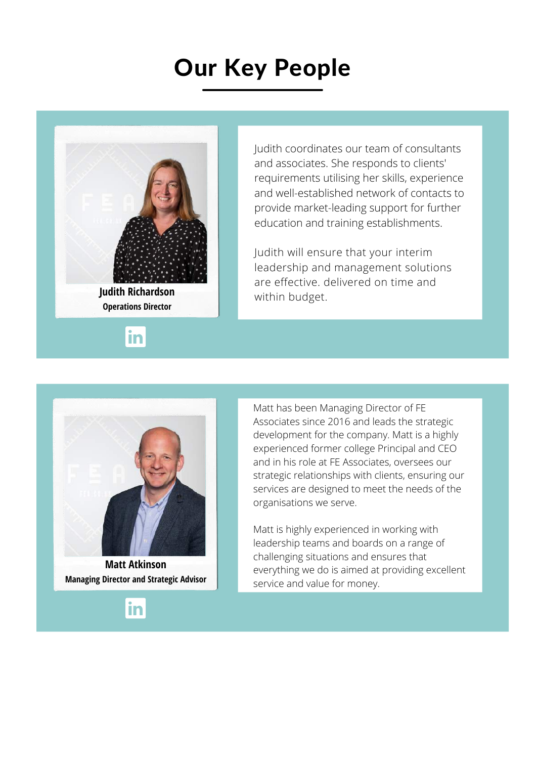# Our Key People

**Judith Richardson**
**Operations Director**

Judith coordinates our team of consultants and associates. She responds to clients' requirements utilising her skills, experience and well-established network of contacts to provide market-leading support for further education and training establishments.

Judith will ensure that your interim leadership and management solutions are effective. delivered on time and within budget.

**Matt Atkinson**
**Managing Director and Strategic Advisor**

Matt has been Managing Director of FE Associates since 2016 and leads the strategic development for the company. Matt is a highly experienced former college Principal and CEO and in his role at FE Associates, oversees our strategic relationships with clients, ensuring our services are designed to meet the needs of the organisations we serve.

Matt is highly experienced in working with leadership teams and boards on a range of challenging situations and ensures that everything we do is aimed at providing excellent service and value for money.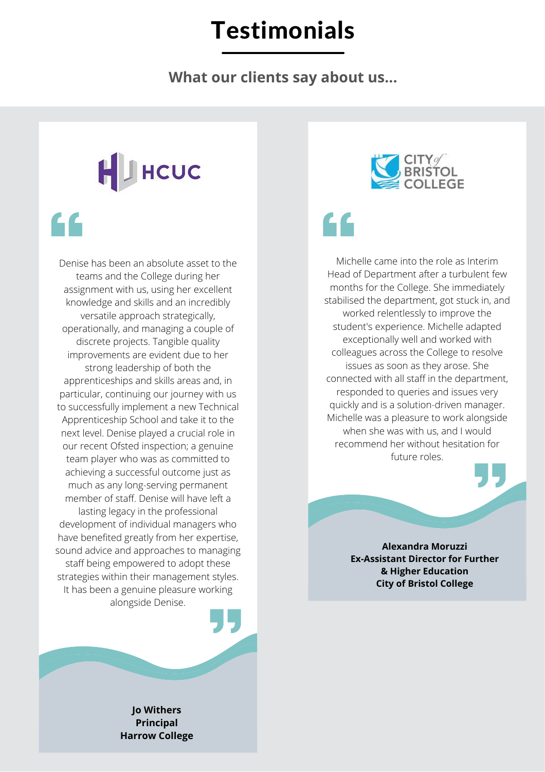# Testimonials

## What our clients say about us...

HCUC

Denise has been an absolute asset to the teams and the College during her assignment with us, using her excellent knowledge and skills and an incredibly versatile approach strategically, operationally, and managing a couple of discrete projects. Tangible quality improvements are evident due to her strong leadership of both the apprenticeships and skills areas and, in particular, continuing our journey with us to successfully implement a new Technical Apprenticeship School and take it to the next level. Denise played a crucial role in our recent Ofsted inspection; a genuine team player who was as committed to achieving a successful outcome just as much as any long-serving permanent member of staff. Denise will have left a lasting legacy in the professional development of individual managers who have benefited greatly from her expertise, sound advice and approaches to managing staff being empowered to adopt these strategies within their management styles. It has been a genuine pleasure working alongside Denise.

**Jo Withers**
**Principal**
**Harrow College**

CITY of BRISTOL COLLEGE

Michelle came into the role as Interim Head of Department after a turbulent few months for the College. She immediately stabilised the department, got stuck in, and worked relentlessly to improve the student's experience. Michelle adapted exceptionally well and worked with colleagues across the College to resolve issues as soon as they arose. She connected with all staff in the department, responded to queries and issues very quickly and is a solution-driven manager. Michelle was a pleasure to work alongside when she was with us, and I would recommend her without hesitation for future roles.

**Alexandra Moruzzi**
**Ex-Assistant Director for Further & Higher Education**
**City of Bristol College**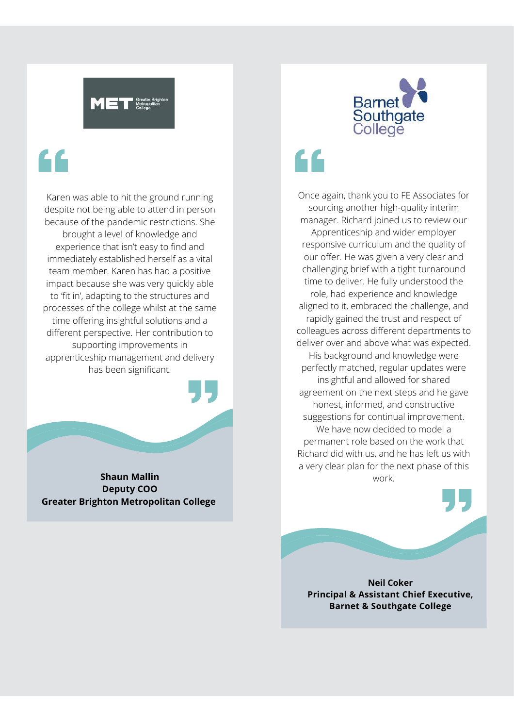MET Greater Brighton Metropolitan College

Karen was able to hit the ground running despite not being able to attend in person because of the pandemic restrictions. She brought a level of knowledge and experience that isn't easy to find and immediately established herself as a vital team member. Karen has had a positive impact because she was very quickly able to 'fit in', adapting to the structures and processes of the college whilst at the same time offering insightful solutions and a different perspective. Her contribution to supporting improvements in apprenticeship management and delivery has been significant.

**Shaun Mallin**
**Deputy COO**
**Greater Brighton Metropolitan College**

Barnet Southgate College

Once again, thank you to FE Associates for sourcing another high-quality interim manager. Richard joined us to review our Apprenticeship and wider employer responsive curriculum and the quality of our offer. He was given a very clear and challenging brief with a tight turnaround time to deliver. He fully understood the role, had experience and knowledge aligned to it, embraced the challenge, and rapidly gained the trust and respect of colleagues across different departments to deliver over and above what was expected. His background and knowledge were perfectly matched, regular updates were insightful and allowed for shared agreement on the next steps and he gave honest, informed, and constructive suggestions for continual improvement. We have now decided to model a permanent role based on the work that Richard did with us, and he has left us with a very clear plan for the next phase of this work.

**Neil Coker**
**Principal & Assistant Chief Executive,**
**Barnet & Southgate College**